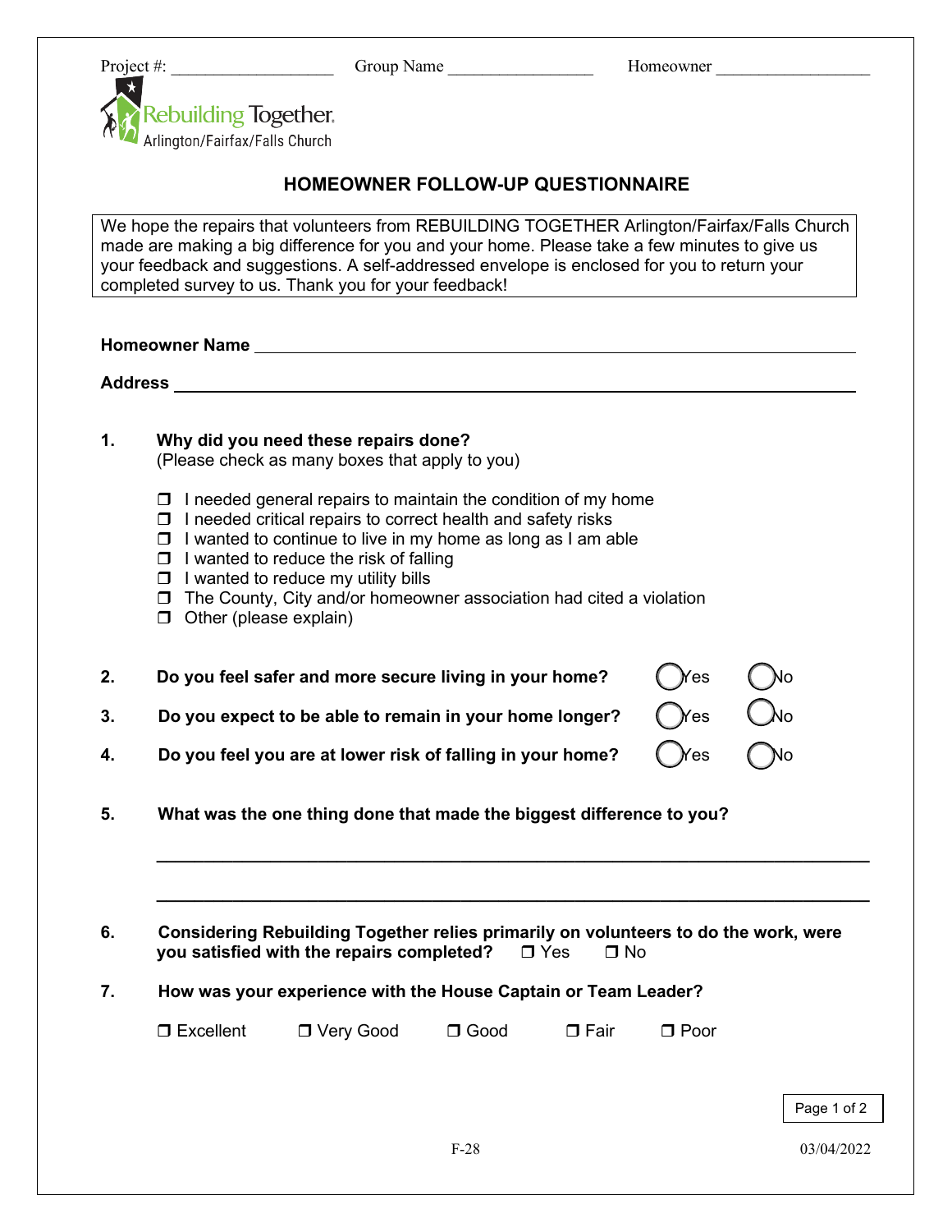Project #: ___________________ Group Name ________________ Homeowner __________________

Rebuilding Together
Arlington/Fairfax/Falls Church

# HOMEOWNER FOLLOW-UP QUESTIONNAIRE

We hope the repairs that volunteers from REBUILDING TOGETHER Arlington/Fairfax/Falls Church made are making a big difference for you and your home. Please take a few minutes to give us your feedback and suggestions. A self-addressed envelope is enclosed for you to return your completed survey to us. Thank you for your feedback!

**Homeowner Name** ____________________________________________

**Address** ____________________________________________

**1. Why did you need these repairs done?**
(Please check as many boxes that apply to you)

- ☐ I needed general repairs to maintain the condition of my home
- ☐ I needed critical repairs to correct health and safety risks
- ☐ I wanted to continue to live in my home as long as I am able
- ☐ I wanted to reduce the risk of falling
- ☐ I wanted to reduce my utility bills
- ☐ The County, City and/or homeowner association had cited a violation
- ☐ Other (please explain)

**2. Do you feel safer and more secure living in your home?** ◯ Yes ◯ No

**3. Do you expect to be able to remain in your home longer?** ◯ Yes ◯ No

**4. Do you feel you are at lower risk of falling in your home?** ◯ Yes ◯ No

**5. What was the one thing done that made the biggest difference to you?**

____________________________________________

____________________________________________

**6. Considering Rebuilding Together relies primarily on volunteers to do the work, were you satisfied with the repairs completed?** ☐ Yes ☐ No

**7. How was your experience with the House Captain or Team Leader?**

☐ Excellent ☐ Very Good ☐ Good ☐ Fair ☐ Poor

F-28 03/04/2022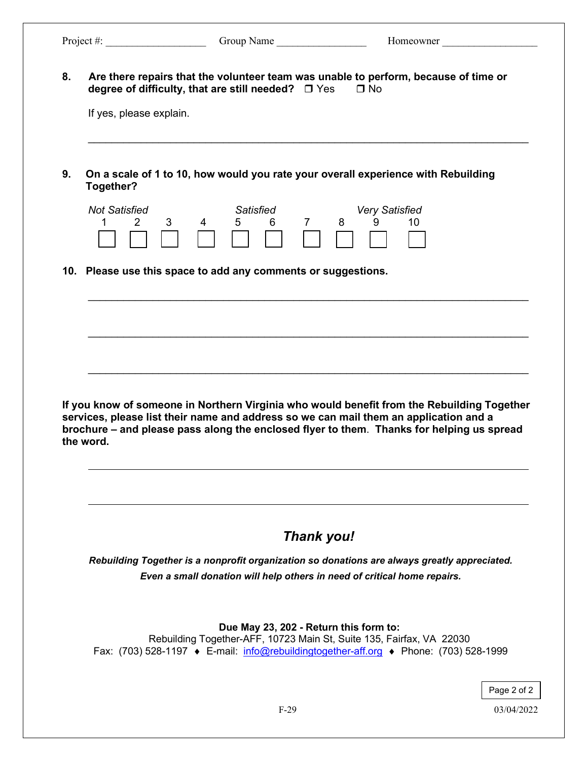Project #: ___________________ Group Name _________________ Homeowner __________________

**8. Are there repairs that the volunteer team was unable to perform, because of time or degree of difficulty, that are still needed?** ❐ Yes ❐ No

If yes, please explain.

_______________________________________________________________________________

**9. On a scale of 1 to 10, how would you rate your overall experience with Rebuilding Together?**

| *Not Satisfied* | | | | *Satisfied* | | | | *Very Satisfied* | |
|---|---|---|---|---|---|---|---|---|---|
| 1 | 2 | 3 | 4 | 5 | 6 | 7 | 8 | 9 | 10 |
| ☐ | ☐ | ☐ | ☐ | ☐ | ☐ | ☐ | ☐ | ☐ | ☐ |

**10. Please use this space to add any comments or suggestions.**

_______________________________________________________________________________

_______________________________________________________________________________

_______________________________________________________________________________

**If you know of someone in Northern Virginia who would benefit from the Rebuilding Together services, please list their name and address so we can mail them an application and a brochure – and please pass along the enclosed flyer to them. Thanks for helping us spread the word.**

_______________________________________________________________________________

_______________________________________________________________________________

## *Thank you!*

***Rebuilding Together is a nonprofit organization so donations are always greatly appreciated. Even a small donation will help others in need of critical home repairs.***

**Due May 23, 202 - Return this form to:**
Rebuilding Together-AFF, 10723 Main St, Suite 135, Fairfax, VA 22030
Fax: (703) 528-1197 ♦ E-mail: info@rebuildingtogether-aff.org ♦ Phone: (703) 528-1999

F-29

03/04/2022